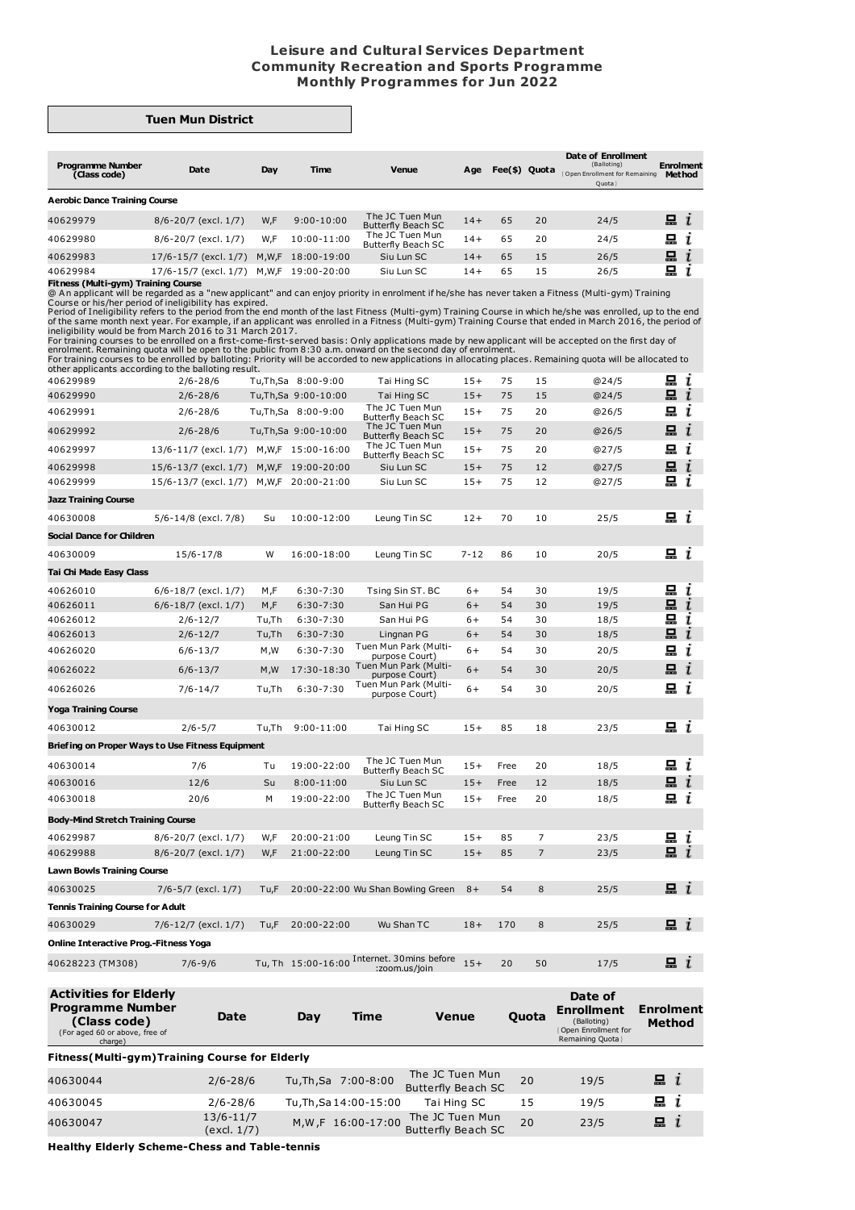# Leisure and Cultural Services Department
## Community Recreation and Sports Programme
## Monthly Programmes for Jun 2022

### Tuen Mun District

| Programme Number (Class code) | Date | Day | Time | Venue | Age | Fee($) | Quota | Date of Enrollment (Balloting) (Open Enrollment for Remaining Quota) | Enrolment Method |
|---|---|---|---|---|---|---|---|---|---|
| **Aerobic Dance Training Course** | | | | | | | | | |
| 40629979 | 8/6-20/7 (excl. 1/7) | W,F | 9:00-10:00 | The JC Tuen Mun Butterfly Beach SC | 14+ | 65 | 20 | 24/5 | 🖳 i |
| 40629980 | 8/6-20/7 (excl. 1/7) | W,F | 10:00-11:00 | The JC Tuen Mun Butterfly Beach SC | 14+ | 65 | 20 | 24/5 | 🖳 i |
| 40629983 | 17/6-15/7 (excl. 1/7) | M,W,F | 18:00-19:00 | Siu Lun SC | 14+ | 65 | 15 | 26/5 | 🖳 i |
| 40629984 | 17/6-15/7 (excl. 1/7) | M,W,F | 19:00-20:00 | Siu Lun SC | 14+ | 65 | 15 | 26/5 | 🖳 i |
| **Fitness (Multi-gym) Training Course** | | | | | | | | | |
| 40629989 | 2/6-28/6 | Tu,Th,Sa | 8:00-9:00 | Tai Hing SC | 15+ | 75 | 15 | @24/5 | 🖳 i |
| 40629990 | 2/6-28/6 | Tu,Th,Sa | 9:00-10:00 | Tai Hing SC | 15+ | 75 | 15 | @24/5 | 🖳 i |
| 40629991 | 2/6-28/6 | Tu,Th,Sa | 8:00-9:00 | The JC Tuen Mun Butterfly Beach SC | 15+ | 75 | 20 | @26/5 | 🖳 i |
| 40629992 | 2/6-28/6 | Tu,Th,Sa | 9:00-10:00 | The JC Tuen Mun Butterfly Beach SC | 15+ | 75 | 20 | @26/5 | 🖳 i |
| 40629997 | 13/6-11/7 (excl. 1/7) | M,W,F | 15:00-16:00 | The JC Tuen Mun Butterfly Beach SC | 15+ | 75 | 20 | @27/5 | 🖳 i |
| 40629998 | 15/6-13/7 (excl. 1/7) | M,W,F | 19:00-20:00 | Siu Lun SC | 15+ | 75 | 12 | @27/5 | 🖳 i |
| 40629999 | 15/6-13/7 (excl. 1/7) | M,W,F | 20:00-21:00 | Siu Lun SC | 15+ | 75 | 12 | @27/5 | 🖳 i |
| **Jazz Training Course** | | | | | | | | | |
| 40630008 | 5/6-14/8 (excl. 7/8) | Su | 10:00-12:00 | Leung Tin SC | 12+ | 70 | 10 | 25/5 | 🖳 i |
| **Social Dance for Children** | | | | | | | | | |
| 40630009 | 15/6-17/8 | W | 16:00-18:00 | Leung Tin SC | 7-12 | 86 | 10 | 20/5 | 🖳 i |
| **Tai Chi Made Easy Class** | | | | | | | | | |
| 40626010 | 6/6-18/7 (excl. 1/7) | M,F | 6:30-7:30 | Tsing Sin ST. BC | 6+ | 54 | 30 | 19/5 | 🖳 i |
| 40626011 | 6/6-18/7 (excl. 1/7) | M,F | 6:30-7:30 | San Hui PG | 6+ | 54 | 30 | 19/5 | 🖳 i |
| 40626012 | 2/6-12/7 | Tu,Th | 6:30-7:30 | San Hui PG | 6+ | 54 | 30 | 18/5 | 🖳 i |
| 40626013 | 2/6-12/7 | Tu,Th | 6:30-7:30 | Lingnan PG | 6+ | 54 | 30 | 18/5 | 🖳 i |
| 40626020 | 6/6-13/7 | M,W | 6:30-7:30 | Tuen Mun Park (Multi-purpose Court) | 6+ | 54 | 30 | 20/5 | 🖳 i |
| 40626022 | 6/6-13/7 | M,W | 17:30-18:30 | Tuen Mun Park (Multi-purpose Court) | 6+ | 54 | 30 | 20/5 | 🖳 i |
| 40626026 | 7/6-14/7 | Tu,Th | 6:30-7:30 | Tuen Mun Park (Multi-purpose Court) | 6+ | 54 | 30 | 20/5 | 🖳 i |
| **Yoga Training Course** | | | | | | | | | |
| 40630012 | 2/6-5/7 | Tu,Th | 9:00-11:00 | Tai Hing SC | 15+ | 85 | 18 | 23/5 | 🖳 i |
| **Briefing on Proper Ways to Use Fitness Equipment** | | | | | | | | | |
| 40630014 | 7/6 | Tu | 19:00-22:00 | The JC Tuen Mun Butterfly Beach SC | 15+ | Free | 20 | 18/5 | 🖳 i |
| 40630016 | 12/6 | Su | 8:00-11:00 | Siu Lun SC | 15+ | Free | 12 | 18/5 | 🖳 i |
| 40630018 | 20/6 | M | 19:00-22:00 | The JC Tuen Mun Butterfly Beach SC | 15+ | Free | 20 | 18/5 | 🖳 i |
| **Body-Mind Stretch Training Course** | | | | | | | | | |
| 40629987 | 8/6-20/7 (excl. 1/7) | W,F | 20:00-21:00 | Leung Tin SC | 15+ | 85 | 7 | 23/5 | 🖳 i |
| 40629988 | 8/6-20/7 (excl. 1/7) | W,F | 21:00-22:00 | Leung Tin SC | 15+ | 85 | 7 | 23/5 | 🖳 i |
| **Lawn Bowls Training Course** | | | | | | | | | |
| 40630025 | 7/6-5/7 (excl. 1/7) | Tu,F | 20:00-22:00 | Wu Shan Bowling Green | 8+ | 54 | 8 | 25/5 | 🖳 i |
| **Tennis Training Course for Adult** | | | | | | | | | |
| 40630029 | 7/6-12/7 (excl. 1/7) | Tu,F | 20:00-22:00 | Wu Shan TC | 18+ | 170 | 8 | 25/5 | 🖳 i |
| **Online Interactive Prog.-Fitness Yoga** | | | | | | | | | |
| 40628223 (TM308) | 7/6-9/6 | Tu, Th | 15:00-16:00 | Internet. 30mins before :zoom.us/join | 15+ | 20 | 50 | 17/5 | 🖳 i |

**Fitness (Multi-gym) Training Course notes:**

@ An applicant will be regarded as a "new applicant" and can enjoy priority in enrolment if he/she has never taken a Fitness (Multi-gym) Training Course or his/her period of ineligibility has expired.
Period of Ineligibility refers to the period from the end month of the last Fitness (Multi-gym) Training Course in which he/she was enrolled, up to the end of the same month next year. For example, if an applicant was enrolled in a Fitness (Multi-gym) Training Course that ended in March 2016, the period of ineligibility would be from March 2016 to 31 March 2017.
For training courses to be enrolled on a first-come-first-served basis: Only applications made by new applicant will be accepted on the first day of enrolment. Remaining quota will be open to the public from 8:30 a.m. onward on the second day of enrolment.
For training courses to be enrolled by balloting: Priority will be accorded to new applications in allocating places. Remaining quota will be allocated to other applicants according to the balloting result.

| Activities for Elderly Programme Number (Class code) (For aged 60 or above, free of charge) | Date | Day | Time | Venue | Quota | Date of Enrollment (Balloting) (Open Enrollment for Remaining Quota) | Enrolment Method |
|---|---|---|---|---|---|---|---|
| **Fitness(Multi-gym)Training Course for Elderly** | | | | | | | |
| 40630044 | 2/6-28/6 | Tu,Th,Sa | 7:00-8:00 | The JC Tuen Mun Butterfly Beach SC | 20 | 19/5 | 🖳 i |
| 40630045 | 2/6-28/6 | Tu,Th,Sa | 14:00-15:00 | Tai Hing SC | 15 | 19/5 | 🖳 i |
| 40630047 | 13/6-11/7 (excl. 1/7) | M,W,F | 16:00-17:00 | The JC Tuen Mun Butterfly Beach SC | 20 | 23/5 | 🖳 i |

**Healthy Elderly Scheme-Chess and Table-tennis**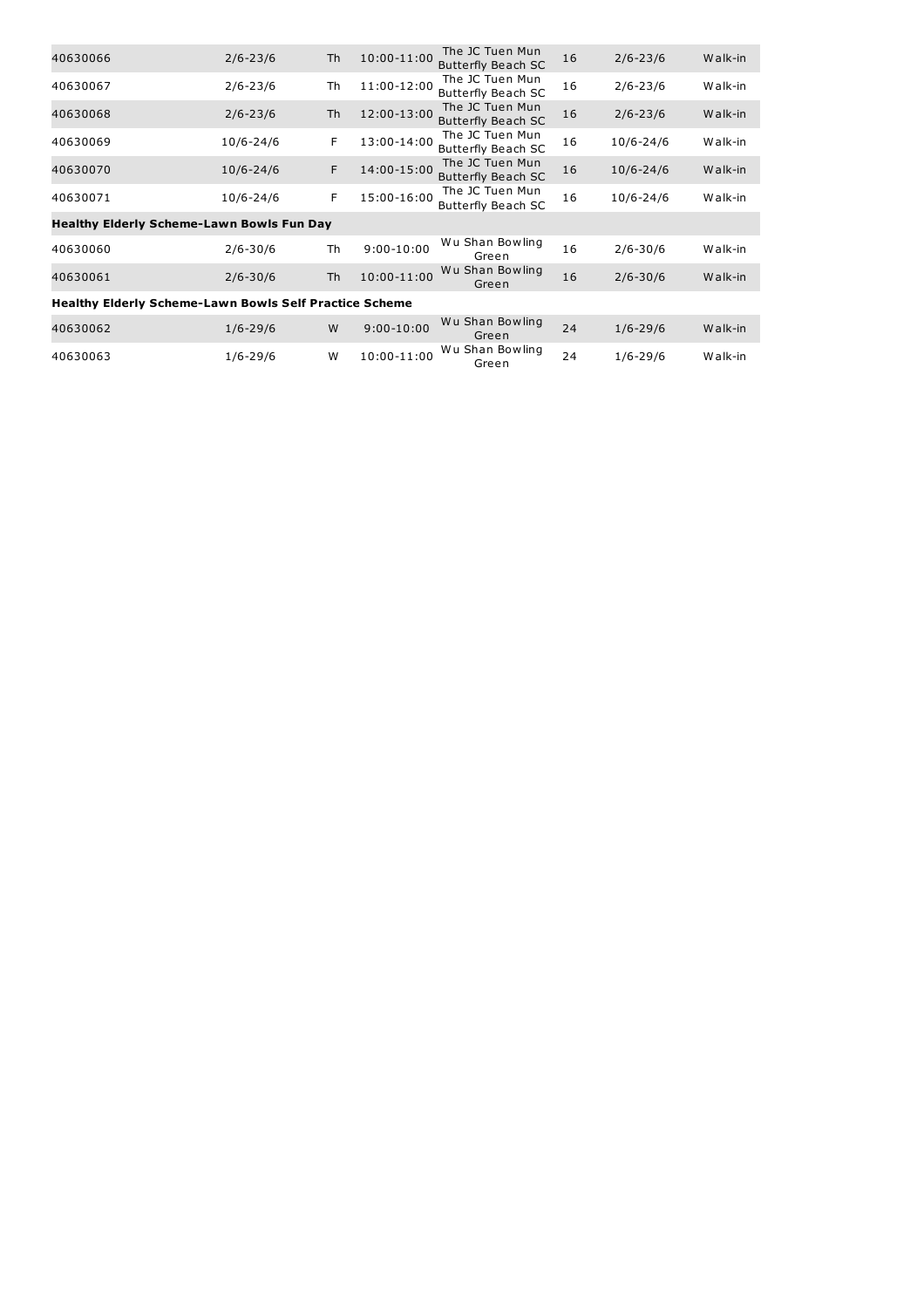| | | | | | | | |
|---|---|---|---|---|---|---|---|
| 40630066 | 2/6-23/6 | Th | 10:00-11:00 | The JC Tuen Mun Butterfly Beach SC | 16 | 2/6-23/6 | Walk-in |
| 40630067 | 2/6-23/6 | Th | 11:00-12:00 | The JC Tuen Mun Butterfly Beach SC | 16 | 2/6-23/6 | Walk-in |
| 40630068 | 2/6-23/6 | Th | 12:00-13:00 | The JC Tuen Mun Butterfly Beach SC | 16 | 2/6-23/6 | Walk-in |
| 40630069 | 10/6-24/6 | F | 13:00-14:00 | The JC Tuen Mun Butterfly Beach SC | 16 | 10/6-24/6 | Walk-in |
| 40630070 | 10/6-24/6 | F | 14:00-15:00 | The JC Tuen Mun Butterfly Beach SC | 16 | 10/6-24/6 | Walk-in |
| 40630071 | 10/6-24/6 | F | 15:00-16:00 | The JC Tuen Mun Butterfly Beach SC | 16 | 10/6-24/6 | Walk-in |
| **Healthy Elderly Scheme-Lawn Bowls Fun Day** | | | | | | | |
| 40630060 | 2/6-30/6 | Th | 9:00-10:00 | Wu Shan Bowling Green | 16 | 2/6-30/6 | Walk-in |
| 40630061 | 2/6-30/6 | Th | 10:00-11:00 | Wu Shan Bowling Green | 16 | 2/6-30/6 | Walk-in |
| **Healthy Elderly Scheme-Lawn Bowls Self Practice Scheme** | | | | | | | |
| 40630062 | 1/6-29/6 | W | 9:00-10:00 | Wu Shan Bowling Green | 24 | 1/6-29/6 | Walk-in |
| 40630063 | 1/6-29/6 | W | 10:00-11:00 | Wu Shan Bowling Green | 24 | 1/6-29/6 | Walk-in |